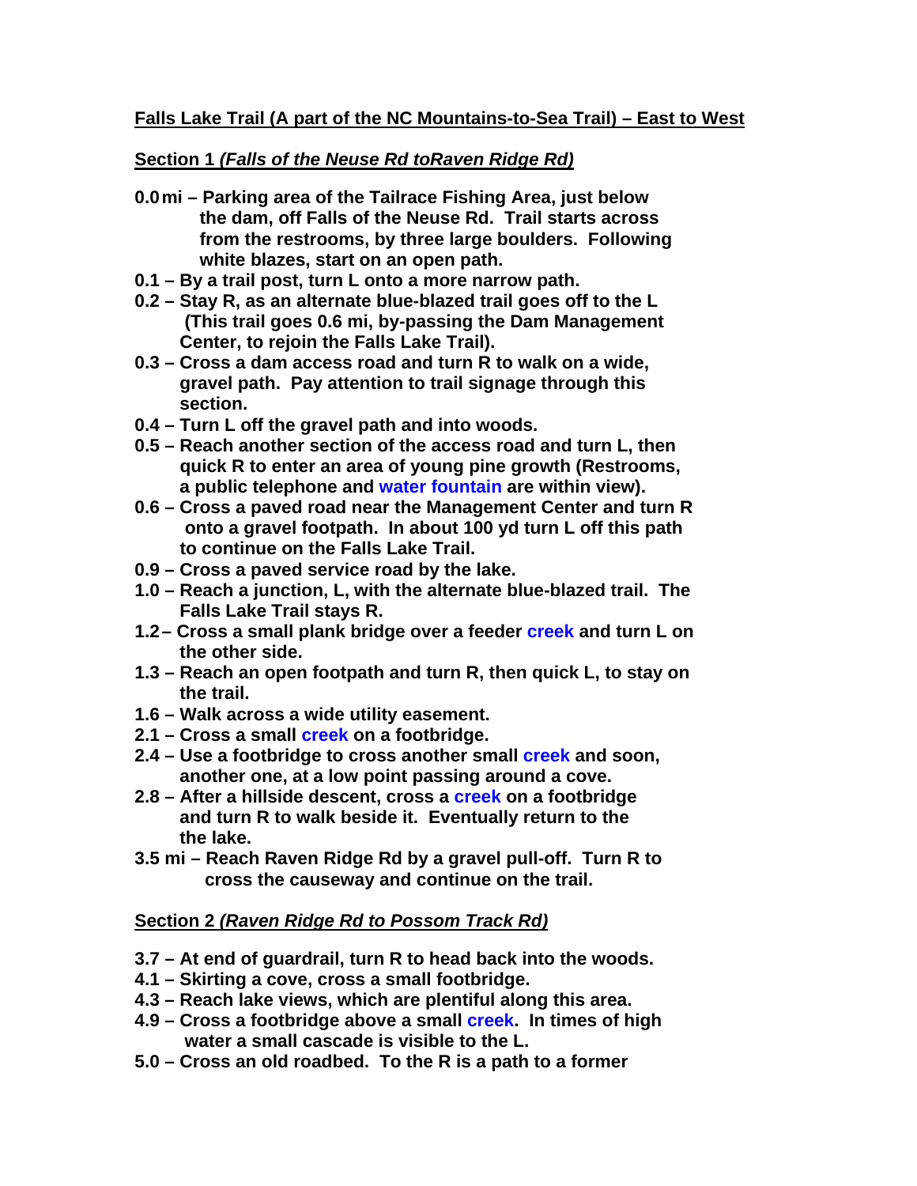**Falls Lake Trail (A part of the NC Mountains-to-Sea Trail) – East to West**

**Section 1 *(Falls of the Neuse Rd toRaven Ridge Rd)***

- **0.0 mi – Parking area of the Tailrace Fishing Area, just below the dam, off Falls of the Neuse Rd. Trail starts across from the restrooms, by three large boulders. Following white blazes, start on an open path.**
- **0.1 – By a trail post, turn L onto a more narrow path.**
- **0.2 – Stay R, as an alternate blue-blazed trail goes off to the L (This trail goes 0.6 mi, by-passing the Dam Management Center, to rejoin the Falls Lake Trail).**
- **0.3 – Cross a dam access road and turn R to walk on a wide, gravel path. Pay attention to trail signage through this section.**
- **0.4 – Turn L off the gravel path and into woods.**
- **0.5 – Reach another section of the access road and turn L, then quick R to enter an area of young pine growth (Restrooms, a public telephone and water fountain are within view).**
- **0.6 – Cross a paved road near the Management Center and turn R onto a gravel footpath. In about 100 yd turn L off this path to continue on the Falls Lake Trail.**
- **0.9 – Cross a paved service road by the lake.**
- **1.0 – Reach a junction, L, with the alternate blue-blazed trail. The Falls Lake Trail stays R.**
- **1.2 – Cross a small plank bridge over a feeder creek and turn L on the other side.**
- **1.3 – Reach an open footpath and turn R, then quick L, to stay on the trail.**
- **1.6 – Walk across a wide utility easement.**
- **2.1 – Cross a small creek on a footbridge.**
- **2.4 – Use a footbridge to cross another small creek and soon, another one, at a low point passing around a cove.**
- **2.8 – After a hillside descent, cross a creek on a footbridge and turn R to walk beside it. Eventually return to the the lake.**
- **3.5 mi – Reach Raven Ridge Rd by a gravel pull-off. Turn R to cross the causeway and continue on the trail.**

**Section 2 *(Raven Ridge Rd to Possom Track Rd)***

- **3.7 – At end of guardrail, turn R to head back into the woods.**
- **4.1 – Skirting a cove, cross a small footbridge.**
- **4.3 – Reach lake views, which are plentiful along this area.**
- **4.9 – Cross a footbridge above a small creek. In times of high water a small cascade is visible to the L.**
- **5.0 – Cross an old roadbed. To the R is a path to a former**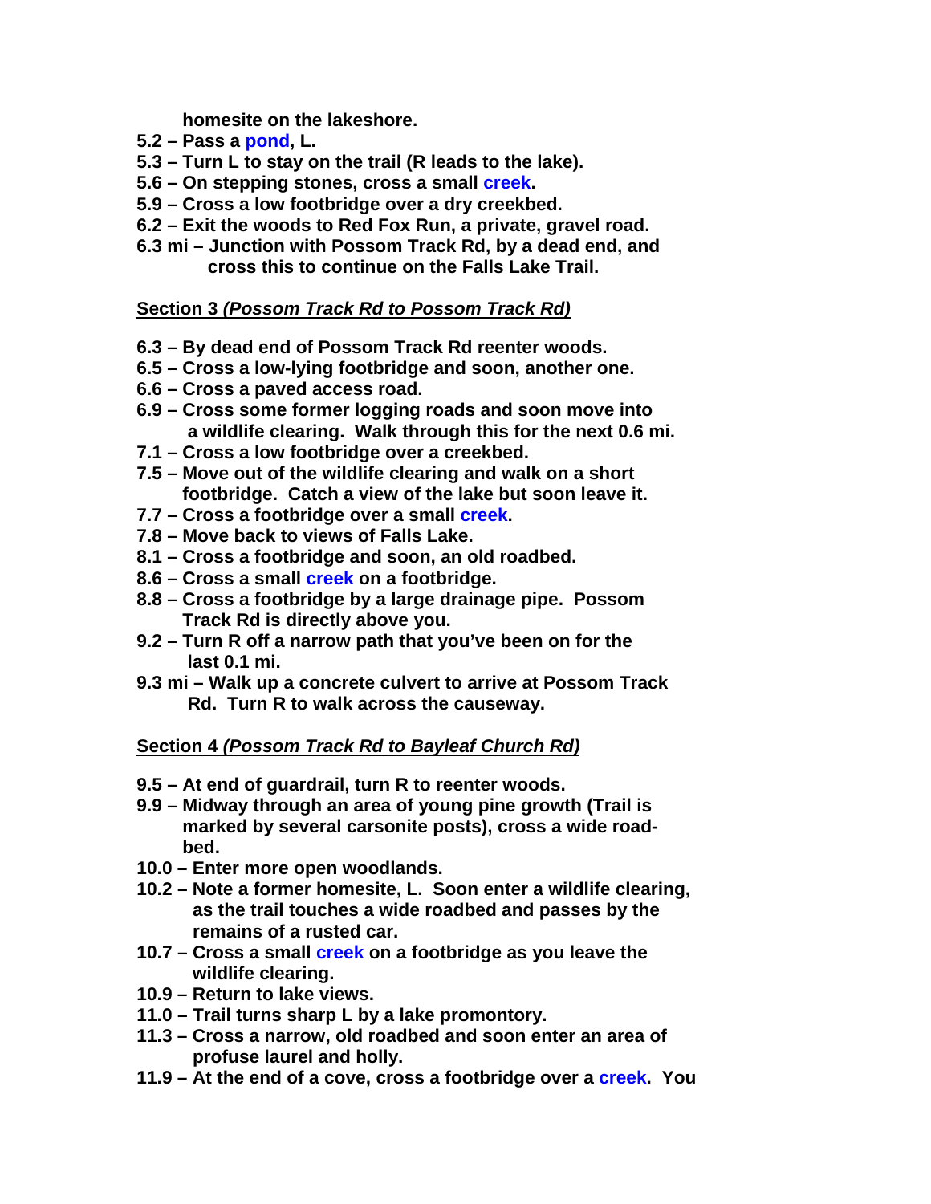**homesite on the lakeshore.**

- **5.2 – Pass a pond, L.**
- **5.3 – Turn L to stay on the trail (R leads to the lake).**
- **5.6 – On stepping stones, cross a small creek.**
- **5.9 – Cross a low footbridge over a dry creekbed.**
- **6.2 – Exit the woods to Red Fox Run, a private, gravel road.**
- **6.3 mi – Junction with Possom Track Rd, by a dead end, and cross this to continue on the Falls Lake Trail.**

**Section 3 *(Possom Track Rd to Possom Track Rd)***

- **6.3 – By dead end of Possom Track Rd reenter woods.**
- **6.5 – Cross a low-lying footbridge and soon, another one.**
- **6.6 – Cross a paved access road.**
- **6.9 – Cross some former logging roads and soon move into a wildlife clearing. Walk through this for the next 0.6 mi.**
- **7.1 – Cross a low footbridge over a creekbed.**
- **7.5 – Move out of the wildlife clearing and walk on a short footbridge. Catch a view of the lake but soon leave it.**
- **7.7 – Cross a footbridge over a small creek.**
- **7.8 – Move back to views of Falls Lake.**
- **8.1 – Cross a footbridge and soon, an old roadbed.**
- **8.6 – Cross a small creek on a footbridge.**
- **8.8 – Cross a footbridge by a large drainage pipe. Possom Track Rd is directly above you.**
- **9.2 – Turn R off a narrow path that you've been on for the last 0.1 mi.**
- **9.3 mi – Walk up a concrete culvert to arrive at Possom Track Rd. Turn R to walk across the causeway.**

**Section 4 *(Possom Track Rd to Bayleaf Church Rd)***

- **9.5 – At end of guardrail, turn R to reenter woods.**
- **9.9 – Midway through an area of young pine growth (Trail is marked by several carsonite posts), cross a wide road-bed.**
- **10.0 – Enter more open woodlands.**
- **10.2 – Note a former homesite, L. Soon enter a wildlife clearing, as the trail touches a wide roadbed and passes by the remains of a rusted car.**
- **10.7 – Cross a small creek on a footbridge as you leave the wildlife clearing.**
- **10.9 – Return to lake views.**
- **11.0 – Trail turns sharp L by a lake promontory.**
- **11.3 – Cross a narrow, old roadbed and soon enter an area of profuse laurel and holly.**
- **11.9 – At the end of a cove, cross a footbridge over a creek. You**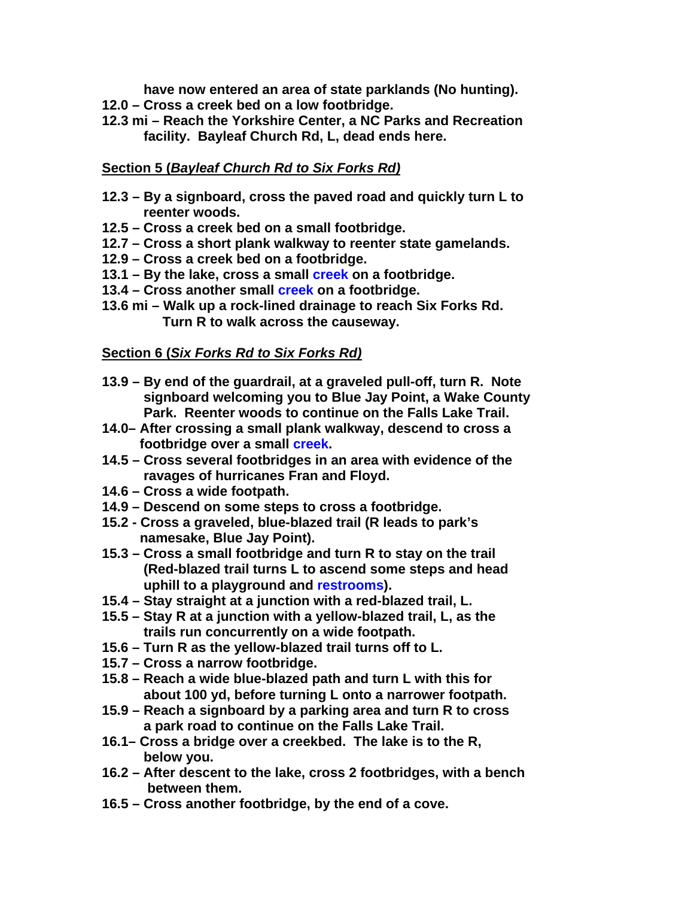**have now entered an area of state parklands (No hunting).**

- **12.0 – Cross a creek bed on a low footbridge.**
- **12.3 mi – Reach the Yorkshire Center, a NC Parks and Recreation facility. Bayleaf Church Rd, L, dead ends here.**

**Section 5 (*Bayleaf Church Rd to Six Forks Rd*)**

- **12.3 – By a signboard, cross the paved road and quickly turn L to reenter woods.**
- **12.5 – Cross a creek bed on a small footbridge.**
- **12.7 – Cross a short plank walkway to reenter state gamelands.**
- **12.9 – Cross a creek bed on a footbridge.**
- **13.1 – By the lake, cross a small creek on a footbridge.**
- **13.4 – Cross another small creek on a footbridge.**
- **13.6 mi – Walk up a rock-lined drainage to reach Six Forks Rd. Turn R to walk across the causeway.**

**Section 6 (*Six Forks Rd to Six Forks Rd*)**

- **13.9 – By end of the guardrail, at a graveled pull-off, turn R. Note signboard welcoming you to Blue Jay Point, a Wake County Park. Reenter woods to continue on the Falls Lake Trail.**
- **14.0– After crossing a small plank walkway, descend to cross a footbridge over a small creek.**
- **14.5 – Cross several footbridges in an area with evidence of the ravages of hurricanes Fran and Floyd.**
- **14.6 – Cross a wide footpath.**
- **14.9 – Descend on some steps to cross a footbridge.**
- **15.2 - Cross a graveled, blue-blazed trail (R leads to park's namesake, Blue Jay Point).**
- **15.3 – Cross a small footbridge and turn R to stay on the trail (Red-blazed trail turns L to ascend some steps and head uphill to a playground and restrooms).**
- **15.4 – Stay straight at a junction with a red-blazed trail, L.**
- **15.5 – Stay R at a junction with a yellow-blazed trail, L, as the trails run concurrently on a wide footpath.**
- **15.6 – Turn R as the yellow-blazed trail turns off to L.**
- **15.7 – Cross a narrow footbridge.**
- **15.8 – Reach a wide blue-blazed path and turn L with this for about 100 yd, before turning L onto a narrower footpath.**
- **15.9 – Reach a signboard by a parking area and turn R to cross a park road to continue on the Falls Lake Trail.**
- **16.1– Cross a bridge over a creekbed. The lake is to the R, below you.**
- **16.2 – After descent to the lake, cross 2 footbridges, with a bench between them.**
- **16.5 – Cross another footbridge, by the end of a cove.**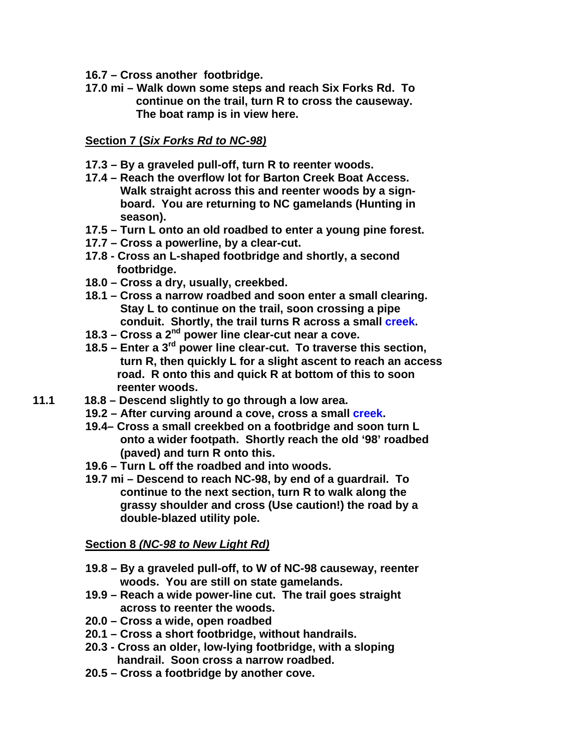**16.7 – Cross another footbridge.**

**17.0 mi – Walk down some steps and reach Six Forks Rd. To continue on the trail, turn R to cross the causeway. The boat ramp is in view here.**

**Section 7 (*Six Forks Rd to NC-98*)**

**17.3 – By a graveled pull-off, turn R to reenter woods.**

**17.4 – Reach the overflow lot for Barton Creek Boat Access. Walk straight across this and reenter woods by a sign-board. You are returning to NC gamelands (Hunting in season).**

**17.5 – Turn L onto an old roadbed to enter a young pine forest.**

**17.7 – Cross a powerline, by a clear-cut.**

**17.8 - Cross an L-shaped footbridge and shortly, a second footbridge.**

**18.0 – Cross a dry, usually, creekbed.**

**18.1 – Cross a narrow roadbed and soon enter a small clearing. Stay L to continue on the trail, soon crossing a pipe conduit. Shortly, the trail turns R across a small creek.**

**18.3 – Cross a 2nd power line clear-cut near a cove.**

**18.5 – Enter a 3rd power line clear-cut. To traverse this section, turn R, then quickly L for a slight ascent to reach an access road. R onto this and quick R at bottom of this to soon reenter woods.**

**11.1** **18.8 – Descend slightly to go through a low area.**

**19.2 – After curving around a cove, cross a small creek.**

**19.4– Cross a small creekbed on a footbridge and soon turn L onto a wider footpath. Shortly reach the old '98' roadbed (paved) and turn R onto this.**

**19.6 – Turn L off the roadbed and into woods.**

**19.7 mi – Descend to reach NC-98, by end of a guardrail. To continue to the next section, turn R to walk along the grassy shoulder and cross (Use caution!) the road by a double-blazed utility pole.**

**Section 8 *(NC-98 to New Light Rd)***

**19.8 – By a graveled pull-off, to W of NC-98 causeway, reenter woods. You are still on state gamelands.**

**19.9 – Reach a wide power-line cut. The trail goes straight across to reenter the woods.**

**20.0 – Cross a wide, open roadbed**

**20.1 – Cross a short footbridge, without handrails.**

**20.3 - Cross an older, low-lying footbridge, with a sloping handrail. Soon cross a narrow roadbed.**

**20.5 – Cross a footbridge by another cove.**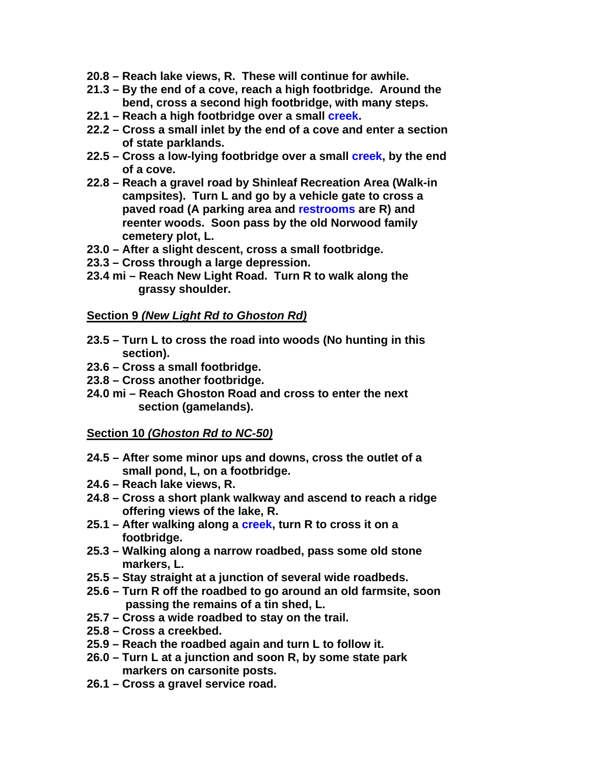- **20.8 – Reach lake views, R. These will continue for awhile.**
- **21.3 – By the end of a cove, reach a high footbridge. Around the bend, cross a second high footbridge, with many steps.**
- **22.1 – Reach a high footbridge over a small creek.**
- **22.2 – Cross a small inlet by the end of a cove and enter a section of state parklands.**
- **22.5 – Cross a low-lying footbridge over a small creek, by the end of a cove.**
- **22.8 – Reach a gravel road by Shinleaf Recreation Area (Walk-in campsites). Turn L and go by a vehicle gate to cross a paved road (A parking area and restrooms are R) and reenter woods. Soon pass by the old Norwood family cemetery plot, L.**
- **23.0 – After a slight descent, cross a small footbridge.**
- **23.3 – Cross through a large depression.**
- **23.4 mi – Reach New Light Road. Turn R to walk along the grassy shoulder.**

**<u>Section 9 *(New Light Rd to Ghoston Rd)*</u>**

- **23.5 – Turn L to cross the road into woods (No hunting in this section).**
- **23.6 – Cross a small footbridge.**
- **23.8 – Cross another footbridge.**
- **24.0 mi – Reach Ghoston Road and cross to enter the next section (gamelands).**

**<u>Section 10 *(Ghoston Rd to NC-50)*</u>**

- **24.5 – After some minor ups and downs, cross the outlet of a small pond, L, on a footbridge.**
- **24.6 – Reach lake views, R.**
- **24.8 – Cross a short plank walkway and ascend to reach a ridge offering views of the lake, R.**
- **25.1 – After walking along a creek, turn R to cross it on a footbridge.**
- **25.3 – Walking along a narrow roadbed, pass some old stone markers, L.**
- **25.5 – Stay straight at a junction of several wide roadbeds.**
- **25.6 – Turn R off the roadbed to go around an old farmsite, soon passing the remains of a tin shed, L.**
- **25.7 – Cross a wide roadbed to stay on the trail.**
- **25.8 – Cross a creekbed.**
- **25.9 – Reach the roadbed again and turn L to follow it.**
- **26.0 – Turn L at a junction and soon R, by some state park markers on carsonite posts.**
- **26.1 – Cross a gravel service road.**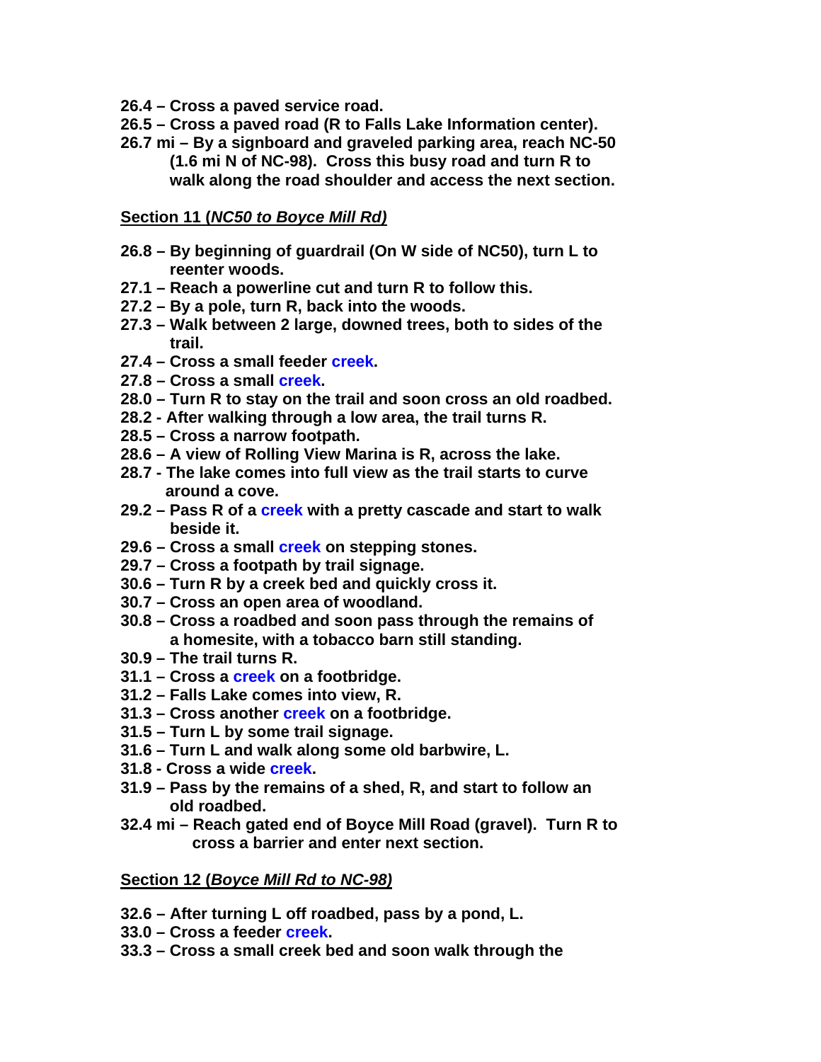**26.4 – Cross a paved service road.**
**26.5 – Cross a paved road (R to Falls Lake Information center).**
**26.7 mi – By a signboard and graveled parking area, reach NC-50 (1.6 mi N of NC-98). Cross this busy road and turn R to walk along the road shoulder and access the next section.**

**Section 11 (*NC50 to Boyce Mill Rd*)**

**26.8 – By beginning of guardrail (On W side of NC50), turn L to reenter woods.**
**27.1 – Reach a powerline cut and turn R to follow this.**
**27.2 – By a pole, turn R, back into the woods.**
**27.3 – Walk between 2 large, downed trees, both to sides of the trail.**
**27.4 – Cross a small feeder creek.**
**27.8 – Cross a small creek.**
**28.0 – Turn R to stay on the trail and soon cross an old roadbed.**
**28.2 - After walking through a low area, the trail turns R.**
**28.5 – Cross a narrow footpath.**
**28.6 – A view of Rolling View Marina is R, across the lake.**
**28.7 - The lake comes into full view as the trail starts to curve around a cove.**
**29.2 – Pass R of a creek with a pretty cascade and start to walk beside it.**
**29.6 – Cross a small creek on stepping stones.**
**29.7 – Cross a footpath by trail signage.**
**30.6 – Turn R by a creek bed and quickly cross it.**
**30.7 – Cross an open area of woodland.**
**30.8 – Cross a roadbed and soon pass through the remains of a homesite, with a tobacco barn still standing.**
**30.9 – The trail turns R.**
**31.1 – Cross a creek on a footbridge.**
**31.2 – Falls Lake comes into view, R.**
**31.3 – Cross another creek on a footbridge.**
**31.5 – Turn L by some trail signage.**
**31.6 – Turn L and walk along some old barbwire, L.**
**31.8 - Cross a wide creek.**
**31.9 – Pass by the remains of a shed, R, and start to follow an old roadbed.**
**32.4 mi – Reach gated end of Boyce Mill Road (gravel). Turn R to cross a barrier and enter next section.**

**Section 12 (*Boyce Mill Rd to NC-98*)**

**32.6 – After turning L off roadbed, pass by a pond, L.**
**33.0 – Cross a feeder creek.**
**33.3 – Cross a small creek bed and soon walk through the**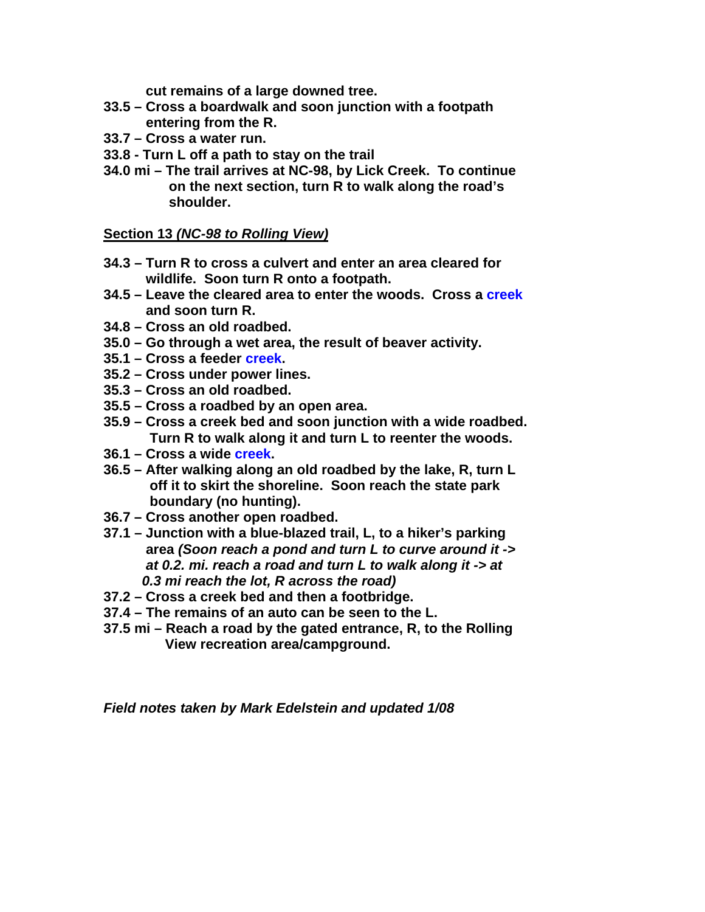**cut remains of a large downed tree.**

**33.5 – Cross a boardwalk and soon junction with a footpath entering from the R.**

**33.7 – Cross a water run.**

**33.8 - Turn L off a path to stay on the trail**

**34.0 mi – The trail arrives at NC-98, by Lick Creek. To continue on the next section, turn R to walk along the road's shoulder.**

## Section 13 *(NC-98 to Rolling View)*

**34.3 – Turn R to cross a culvert and enter an area cleared for wildlife. Soon turn R onto a footpath.**

**34.5 – Leave the cleared area to enter the woods. Cross a creek and soon turn R.**

**34.8 – Cross an old roadbed.**

**35.0 – Go through a wet area, the result of beaver activity.**

**35.1 – Cross a feeder creek.**

**35.2 – Cross under power lines.**

**35.3 – Cross an old roadbed.**

**35.5 – Cross a roadbed by an open area.**

**35.9 – Cross a creek bed and soon junction with a wide roadbed. Turn R to walk along it and turn L to reenter the woods.**

**36.1 – Cross a wide creek.**

**36.5 – After walking along an old roadbed by the lake, R, turn L off it to skirt the shoreline. Soon reach the state park boundary (no hunting).**

**36.7 – Cross another open roadbed.**

**37.1 – Junction with a blue-blazed trail, L, to a hiker's parking area *(Soon reach a pond and turn L to curve around it -> at 0.2. mi. reach a road and turn L to walk along it -> at 0.3 mi reach the lot, R across the road)***

**37.2 – Cross a creek bed and then a footbridge.**

**37.4 – The remains of an auto can be seen to the L.**

**37.5 mi – Reach a road by the gated entrance, R, to the Rolling View recreation area/campground.**

***Field notes taken by Mark Edelstein and updated 1/08***